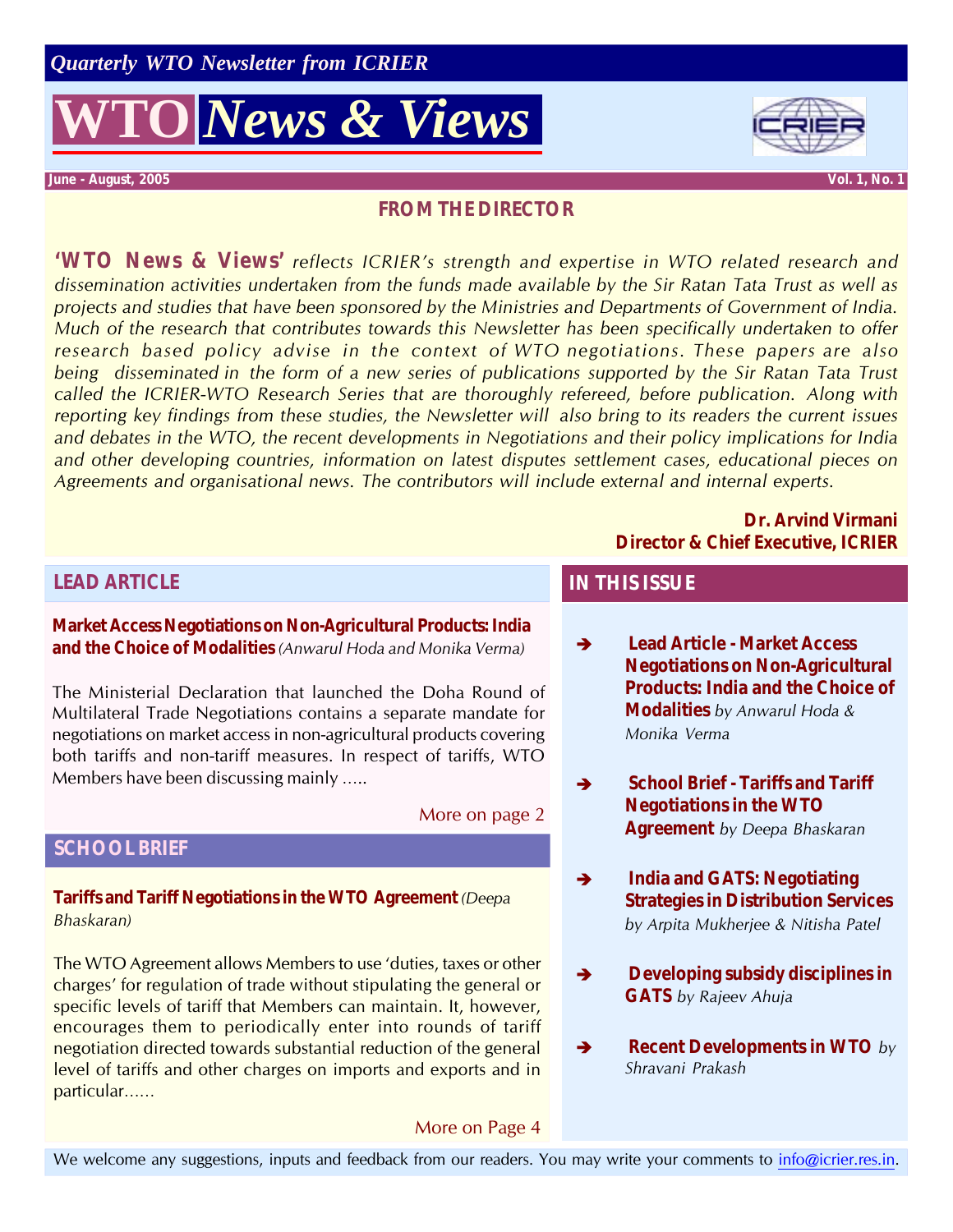*Quarterly WTO Newsletter from ICRIER*

# WTO *News & Views*

**June - August, 2005** **Vol. 1, No. 1**

## FROM THE DIRECTOR

**'WTO News & Views'** *reflects ICRIER's strength and expertise in WTO related research and dissemination activities undertaken from the funds made available by the Sir Ratan Tata Trust as well as projects and studies that have been sponsored by the Ministries and Departments of Government of India. Much of the research that contributes towards this Newsletter has been specifically undertaken to offer research based policy advise in the context of WTO negotiations. These papers are also being disseminated in the form of a new series of publications supported by the Sir Ratan Tata Trust called the ICRIER-WTO Research Series that are thoroughly refereed, before publication. Along with reporting key findings from these studies, the Newsletter will also bring to its readers the current issues and debates in the WTO, the recent developments in Negotiations and their policy implications for India and other developing countries, information on latest disputes settlement cases, educational pieces on Agreements and organisational news. The contributors will include external and internal experts.*

**Dr. Arvind Virmani**
**Director & Chief Executive, ICRIER**

## LEAD ARTICLE

**Market Access Negotiations on Non-Agricultural Products: India and the Choice of Modalities** *(Anwarul Hoda and Monika Verma)*

The Ministerial Declaration that launched the Doha Round of Multilateral Trade Negotiations contains a separate mandate for negotiations on market access in non-agricultural products covering both tariffs and non-tariff measures. In respect of tariffs, WTO Members have been discussing mainly .....

More on page 2

## SCHOOL BRIEF

**Tariffs and Tariff Negotiations in the WTO Agreement** *(Deepa Bhaskaran)*

The WTO Agreement allows Members to use 'duties, taxes or other charges' for regulation of trade without stipulating the general or specific levels of tariff that Members can maintain. It, however, encourages them to periodically enter into rounds of tariff negotiation directed towards substantial reduction of the general level of tariffs and other charges on imports and exports and in particular......

More on Page 4

## IN THIS ISSUE

- **Lead Article - Market Access Negotiations on Non-Agricultural Products: India and the Choice of Modalities** *by Anwarul Hoda & Monika Verma*
- **School Brief - Tariffs and Tariff Negotiations in the WTO Agreement** *by Deepa Bhaskaran*
- **India and GATS: Negotiating Strategies in Distribution Services** *by Arpita Mukherjee & Nitisha Patel*
- **Developing subsidy disciplines in GATS** *by Rajeev Ahuja*
- **Recent Developments in WTO** *by Shravani Prakash*

We welcome any suggestions, inputs and feedback from our readers. You may write your comments to info@icrier.res.in.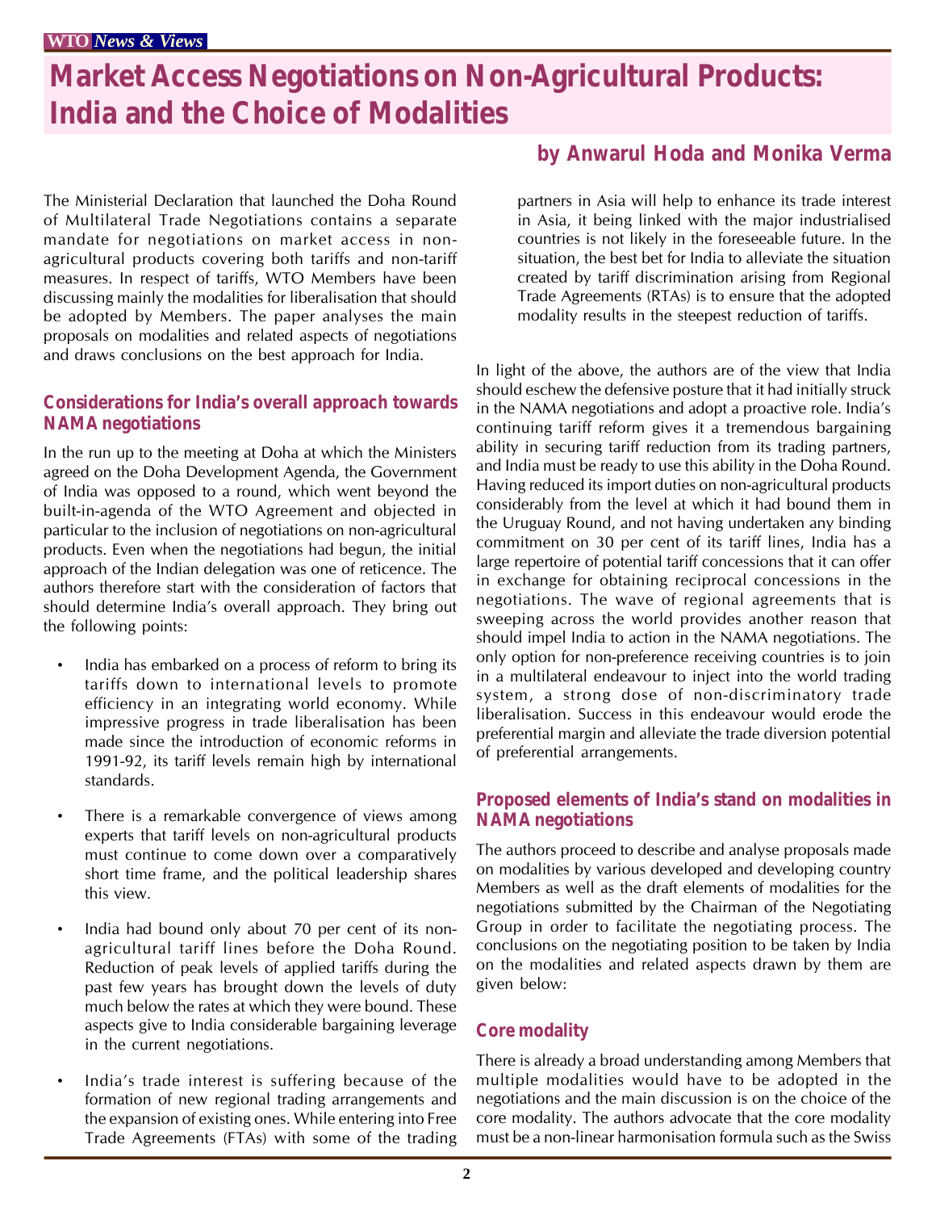# Market Access Negotiations on Non-Agricultural Products: India and the Choice of Modalities

**by Anwarul Hoda and Monika Verma**

The Ministerial Declaration that launched the Doha Round of Multilateral Trade Negotiations contains a separate mandate for negotiations on market access in non-agricultural products covering both tariffs and non-tariff measures. In respect of tariffs, WTO Members have been discussing mainly the modalities for liberalisation that should be adopted by Members. The paper analyses the main proposals on modalities and related aspects of negotiations and draws conclusions on the best approach for India.

## Considerations for India's overall approach towards NAMA negotiations

In the run up to the meeting at Doha at which the Ministers agreed on the Doha Development Agenda, the Government of India was opposed to a round, which went beyond the built-in-agenda of the WTO Agreement and objected in particular to the inclusion of negotiations on non-agricultural products. Even when the negotiations had begun, the initial approach of the Indian delegation was one of reticence. The authors therefore start with the consideration of factors that should determine India's overall approach. They bring out the following points:

- India has embarked on a process of reform to bring its tariffs down to international levels to promote efficiency in an integrating world economy. While impressive progress in trade liberalisation has been made since the introduction of economic reforms in 1991-92, its tariff levels remain high by international standards.
- There is a remarkable convergence of views among experts that tariff levels on non-agricultural products must continue to come down over a comparatively short time frame, and the political leadership shares this view.
- India had bound only about 70 per cent of its non-agricultural tariff lines before the Doha Round. Reduction of peak levels of applied tariffs during the past few years has brought down the levels of duty much below the rates at which they were bound. These aspects give to India considerable bargaining leverage in the current negotiations.
- India's trade interest is suffering because of the formation of new regional trading arrangements and the expansion of existing ones. While entering into Free Trade Agreements (FTAs) with some of the trading partners in Asia will help to enhance its trade interest in Asia, it being linked with the major industrialised countries is not likely in the foreseeable future. In the situation, the best bet for India to alleviate the situation created by tariff discrimination arising from Regional Trade Agreements (RTAs) is to ensure that the adopted modality results in the steepest reduction of tariffs.

In light of the above, the authors are of the view that India should eschew the defensive posture that it had initially struck in the NAMA negotiations and adopt a proactive role. India's continuing tariff reform gives it a tremendous bargaining ability in securing tariff reduction from its trading partners, and India must be ready to use this ability in the Doha Round. Having reduced its import duties on non-agricultural products considerably from the level at which it had bound them in the Uruguay Round, and not having undertaken any binding commitment on 30 per cent of its tariff lines, India has a large repertoire of potential tariff concessions that it can offer in exchange for obtaining reciprocal concessions in the negotiations. The wave of regional agreements that is sweeping across the world provides another reason that should impel India to action in the NAMA negotiations. The only option for non-preference receiving countries is to join in a multilateral endeavour to inject into the world trading system, a strong dose of non-discriminatory trade liberalisation. Success in this endeavour would erode the preferential margin and alleviate the trade diversion potential of preferential arrangements.

## Proposed elements of India's stand on modalities in NAMA negotiations

The authors proceed to describe and analyse proposals made on modalities by various developed and developing country Members as well as the draft elements of modalities for the negotiations submitted by the Chairman of the Negotiating Group in order to facilitate the negotiating process. The conclusions on the negotiating position to be taken by India on the modalities and related aspects drawn by them are given below:

### Core modality

There is already a broad understanding among Members that multiple modalities would have to be adopted in the negotiations and the main discussion is on the choice of the core modality. The authors advocate that the core modality must be a non-linear harmonisation formula such as the Swiss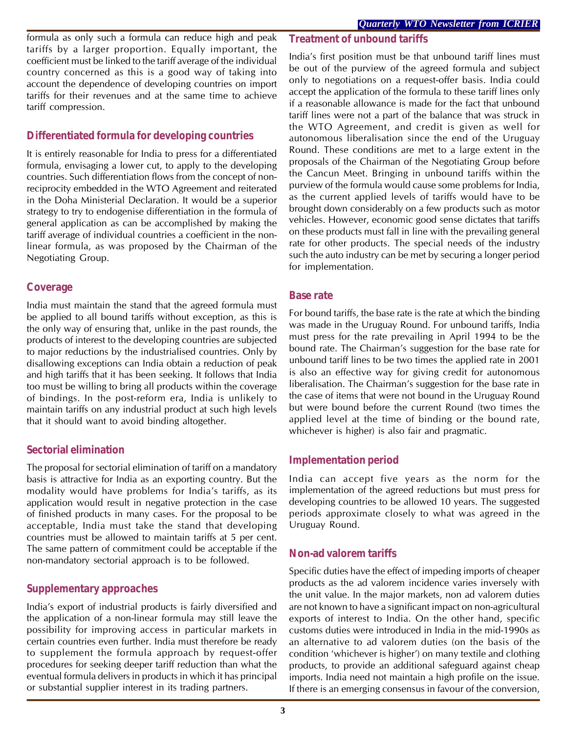formula as only such a formula can reduce high and peak tariffs by a larger proportion. Equally important, the coefficient must be linked to the tariff average of the individual country concerned as this is a good way of taking into account the dependence of developing countries on import tariffs for their revenues and at the same time to achieve tariff compression.

## Differentiated formula for developing countries

It is entirely reasonable for India to press for a differentiated formula, envisaging a lower cut, to apply to the developing countries. Such differentiation flows from the concept of non-reciprocity embedded in the WTO Agreement and reiterated in the Doha Ministerial Declaration. It would be a superior strategy to try to endogenise differentiation in the formula of general application as can be accomplished by making the tariff average of individual countries a coefficient in the non-linear formula, as was proposed by the Chairman of the Negotiating Group.

## Coverage

India must maintain the stand that the agreed formula must be applied to all bound tariffs without exception, as this is the only way of ensuring that, unlike in the past rounds, the products of interest to the developing countries are subjected to major reductions by the industrialised countries. Only by disallowing exceptions can India obtain a reduction of peak and high tariffs that it has been seeking. It follows that India too must be willing to bring all products within the coverage of bindings. In the post-reform era, India is unlikely to maintain tariffs on any industrial product at such high levels that it should want to avoid binding altogether.

## Sectorial elimination

The proposal for sectorial elimination of tariff on a mandatory basis is attractive for India as an exporting country. But the modality would have problems for India's tariffs, as its application would result in negative protection in the case of finished products in many cases. For the proposal to be acceptable, India must take the stand that developing countries must be allowed to maintain tariffs at 5 per cent. The same pattern of commitment could be acceptable if the non-mandatory sectorial approach is to be followed.

## Supplementary approaches

India's export of industrial products is fairly diversified and the application of a non-linear formula may still leave the possibility for improving access in particular markets in certain countries even further. India must therefore be ready to supplement the formula approach by request-offer procedures for seeking deeper tariff reduction than what the eventual formula delivers in products in which it has principal or substantial supplier interest in its trading partners.

## Treatment of unbound tariffs

India's first position must be that unbound tariff lines must be out of the purview of the agreed formula and subject only to negotiations on a request-offer basis. India could accept the application of the formula to these tariff lines only if a reasonable allowance is made for the fact that unbound tariff lines were not a part of the balance that was struck in the WTO Agreement, and credit is given as well for autonomous liberalisation since the end of the Uruguay Round. These conditions are met to a large extent in the proposals of the Chairman of the Negotiating Group before the Cancun Meet. Bringing in unbound tariffs within the purview of the formula would cause some problems for India, as the current applied levels of tariffs would have to be brought down considerably on a few products such as motor vehicles. However, economic good sense dictates that tariffs on these products must fall in line with the prevailing general rate for other products. The special needs of the industry such the auto industry can be met by securing a longer period for implementation.

## Base rate

For bound tariffs, the base rate is the rate at which the binding was made in the Uruguay Round. For unbound tariffs, India must press for the rate prevailing in April 1994 to be the bound rate. The Chairman's suggestion for the base rate for unbound tariff lines to be two times the applied rate in 2001 is also an effective way for giving credit for autonomous liberalisation. The Chairman's suggestion for the base rate in the case of items that were not bound in the Uruguay Round but were bound before the current Round (two times the applied level at the time of binding or the bound rate, whichever is higher) is also fair and pragmatic.

## Implementation period

India can accept five years as the norm for the implementation of the agreed reductions but must press for developing countries to be allowed 10 years. The suggested periods approximate closely to what was agreed in the Uruguay Round.

## Non-ad valorem tariffs

Specific duties have the effect of impeding imports of cheaper products as the ad valorem incidence varies inversely with the unit value. In the major markets, non ad valorem duties are not known to have a significant impact on non-agricultural exports of interest to India. On the other hand, specific customs duties were introduced in India in the mid-1990s as an alternative to ad valorem duties (on the basis of the condition 'whichever is higher') on many textile and clothing products, to provide an additional safeguard against cheap imports. India need not maintain a high profile on the issue. If there is an emerging consensus in favour of the conversion,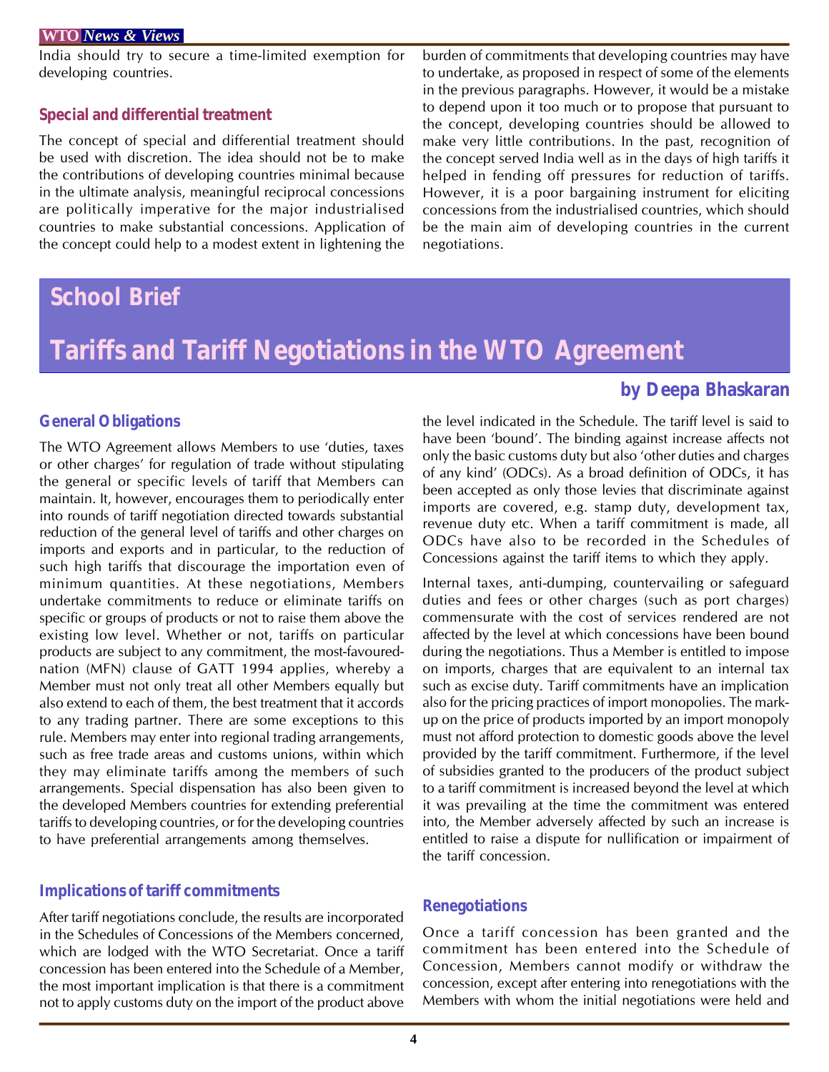India should try to secure a time-limited exemption for developing countries.

### Special and differential treatment

The concept of special and differential treatment should be used with discretion. The idea should not be to make the contributions of developing countries minimal because in the ultimate analysis, meaningful reciprocal concessions are politically imperative for the major industrialised countries to make substantial concessions. Application of the concept could help to a modest extent in lightening the burden of commitments that developing countries may have to undertake, as proposed in respect of some of the elements in the previous paragraphs. However, it would be a mistake to depend upon it too much or to propose that pursuant to the concept, developing countries should be allowed to make very little contributions. In the past, recognition of the concept served India well as in the days of high tariffs it helped in fending off pressures for reduction of tariffs. However, it is a poor bargaining instrument for eliciting concessions from the industrialised countries, which should be the main aim of developing countries in the current negotiations.

# School Brief

# Tariffs and Tariff Negotiations in the WTO Agreement

**by Deepa Bhaskaran**

### General Obligations

The WTO Agreement allows Members to use 'duties, taxes or other charges' for regulation of trade without stipulating the general or specific levels of tariff that Members can maintain. It, however, encourages them to periodically enter into rounds of tariff negotiation directed towards substantial reduction of the general level of tariffs and other charges on imports and exports and in particular, to the reduction of such high tariffs that discourage the importation even of minimum quantities. At these negotiations, Members undertake commitments to reduce or eliminate tariffs on specific or groups of products or not to raise them above the existing low level. Whether or not, tariffs on particular products are subject to any commitment, the most-favoured-nation (MFN) clause of GATT 1994 applies, whereby a Member must not only treat all other Members equally but also extend to each of them, the best treatment that it accords to any trading partner. There are some exceptions to this rule. Members may enter into regional trading arrangements, such as free trade areas and customs unions, within which they may eliminate tariffs among the members of such arrangements. Special dispensation has also been given to the developed Members countries for extending preferential tariffs to developing countries, or for the developing countries to have preferential arrangements among themselves.

### Implications of tariff commitments

After tariff negotiations conclude, the results are incorporated in the Schedules of Concessions of the Members concerned, which are lodged with the WTO Secretariat. Once a tariff concession has been entered into the Schedule of a Member, the most important implication is that there is a commitment not to apply customs duty on the import of the product above the level indicated in the Schedule. The tariff level is said to have been 'bound'. The binding against increase affects not only the basic customs duty but also 'other duties and charges of any kind' (ODCs). As a broad definition of ODCs, it has been accepted as only those levies that discriminate against imports are covered, e.g. stamp duty, development tax, revenue duty etc. When a tariff commitment is made, all ODCs have also to be recorded in the Schedules of Concessions against the tariff items to which they apply.

Internal taxes, anti-dumping, countervailing or safeguard duties and fees or other charges (such as port charges) commensurate with the cost of services rendered are not affected by the level at which concessions have been bound during the negotiations. Thus a Member is entitled to impose on imports, charges that are equivalent to an internal tax such as excise duty. Tariff commitments have an implication also for the pricing practices of import monopolies. The mark-up on the price of products imported by an import monopoly must not afford protection to domestic goods above the level provided by the tariff commitment. Furthermore, if the level of subsidies granted to the producers of the product subject to a tariff commitment is increased beyond the level at which it was prevailing at the time the commitment was entered into, the Member adversely affected by such an increase is entitled to raise a dispute for nullification or impairment of the tariff concession.

### Renegotiations

Once a tariff concession has been granted and the commitment has been entered into the Schedule of Concession, Members cannot modify or withdraw the concession, except after entering into renegotiations with the Members with whom the initial negotiations were held and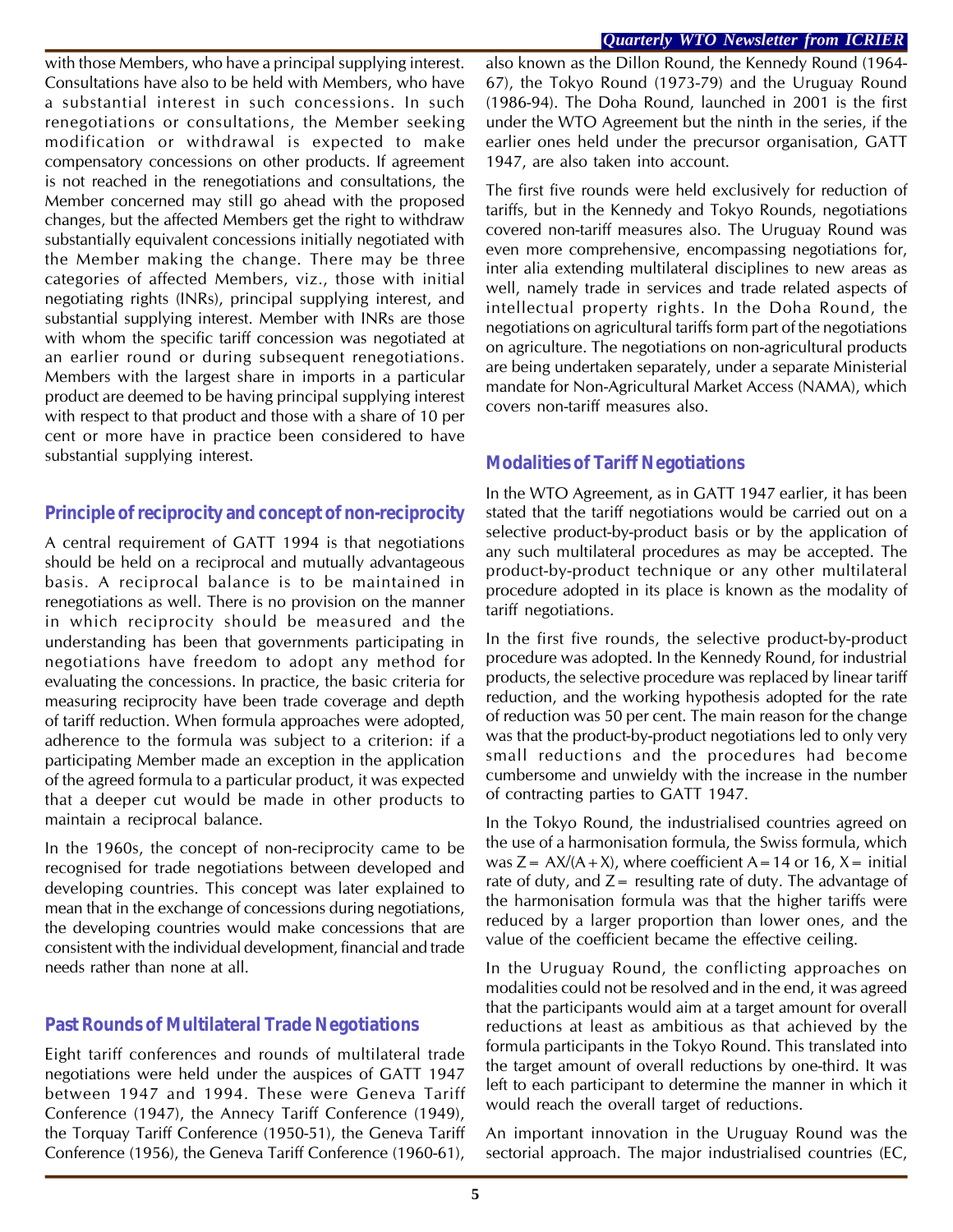with those Members, who have a principal supplying interest. Consultations have also to be held with Members, who have a substantial interest in such concessions. In such renegotiations or consultations, the Member seeking modification or withdrawal is expected to make compensatory concessions on other products. If agreement is not reached in the renegotiations and consultations, the Member concerned may still go ahead with the proposed changes, but the affected Members get the right to withdraw substantially equivalent concessions initially negotiated with the Member making the change. There may be three categories of affected Members, viz., those with initial negotiating rights (INRs), principal supplying interest, and substantial supplying interest. Member with INRs are those with whom the specific tariff concession was negotiated at an earlier round or during subsequent renegotiations. Members with the largest share in imports in a particular product are deemed to be having principal supplying interest with respect to that product and those with a share of 10 per cent or more have in practice been considered to have substantial supplying interest.

## Principle of reciprocity and concept of non-reciprocity

A central requirement of GATT 1994 is that negotiations should be held on a reciprocal and mutually advantageous basis. A reciprocal balance is to be maintained in renegotiations as well. There is no provision on the manner in which reciprocity should be measured and the understanding has been that governments participating in negotiations have freedom to adopt any method for evaluating the concessions. In practice, the basic criteria for measuring reciprocity have been trade coverage and depth of tariff reduction. When formula approaches were adopted, adherence to the formula was subject to a criterion: if a participating Member made an exception in the application of the agreed formula to a particular product, it was expected that a deeper cut would be made in other products to maintain a reciprocal balance.

In the 1960s, the concept of non-reciprocity came to be recognised for trade negotiations between developed and developing countries. This concept was later explained to mean that in the exchange of concessions during negotiations, the developing countries would make concessions that are consistent with the individual development, financial and trade needs rather than none at all.

## Past Rounds of Multilateral Trade Negotiations

Eight tariff conferences and rounds of multilateral trade negotiations were held under the auspices of GATT 1947 between 1947 and 1994. These were Geneva Tariff Conference (1947), the Annecy Tariff Conference (1949), the Torquay Tariff Conference (1950-51), the Geneva Tariff Conference (1956), the Geneva Tariff Conference (1960-61), also known as the Dillon Round, the Kennedy Round (1964-67), the Tokyo Round (1973-79) and the Uruguay Round (1986-94). The Doha Round, launched in 2001 is the first under the WTO Agreement but the ninth in the series, if the earlier ones held under the precursor organisation, GATT 1947, are also taken into account.

The first five rounds were held exclusively for reduction of tariffs, but in the Kennedy and Tokyo Rounds, negotiations covered non-tariff measures also. The Uruguay Round was even more comprehensive, encompassing negotiations for, inter alia extending multilateral disciplines to new areas as well, namely trade in services and trade related aspects of intellectual property rights. In the Doha Round, the negotiations on agricultural tariffs form part of the negotiations on agriculture. The negotiations on non-agricultural products are being undertaken separately, under a separate Ministerial mandate for Non-Agricultural Market Access (NAMA), which covers non-tariff measures also.

## Modalities of Tariff Negotiations

In the WTO Agreement, as in GATT 1947 earlier, it has been stated that the tariff negotiations would be carried out on a selective product-by-product basis or by the application of any such multilateral procedures as may be accepted. The product-by-product technique or any other multilateral procedure adopted in its place is known as the modality of tariff negotiations.

In the first five rounds, the selective product-by-product procedure was adopted. In the Kennedy Round, for industrial products, the selective procedure was replaced by linear tariff reduction, and the working hypothesis adopted for the rate of reduction was 50 per cent. The main reason for the change was that the product-by-product negotiations led to only very small reductions and the procedures had become cumbersome and unwieldy with the increase in the number of contracting parties to GATT 1947.

In the Tokyo Round, the industrialised countries agreed on the use of a harmonisation formula, the Swiss formula, which was $Z = AX/(A+X)$, where coefficient $A = 14$ or $16$, $X =$ initial rate of duty, and $Z =$ resulting rate of duty. The advantage of the harmonisation formula was that the higher tariffs were reduced by a larger proportion than lower ones, and the value of the coefficient became the effective ceiling.

In the Uruguay Round, the conflicting approaches on modalities could not be resolved and in the end, it was agreed that the participants would aim at a target amount for overall reductions at least as ambitious as that achieved by the formula participants in the Tokyo Round. This translated into the target amount of overall reductions by one-third. It was left to each participant to determine the manner in which it would reach the overall target of reductions.

An important innovation in the Uruguay Round was the sectorial approach. The major industrialised countries (EC,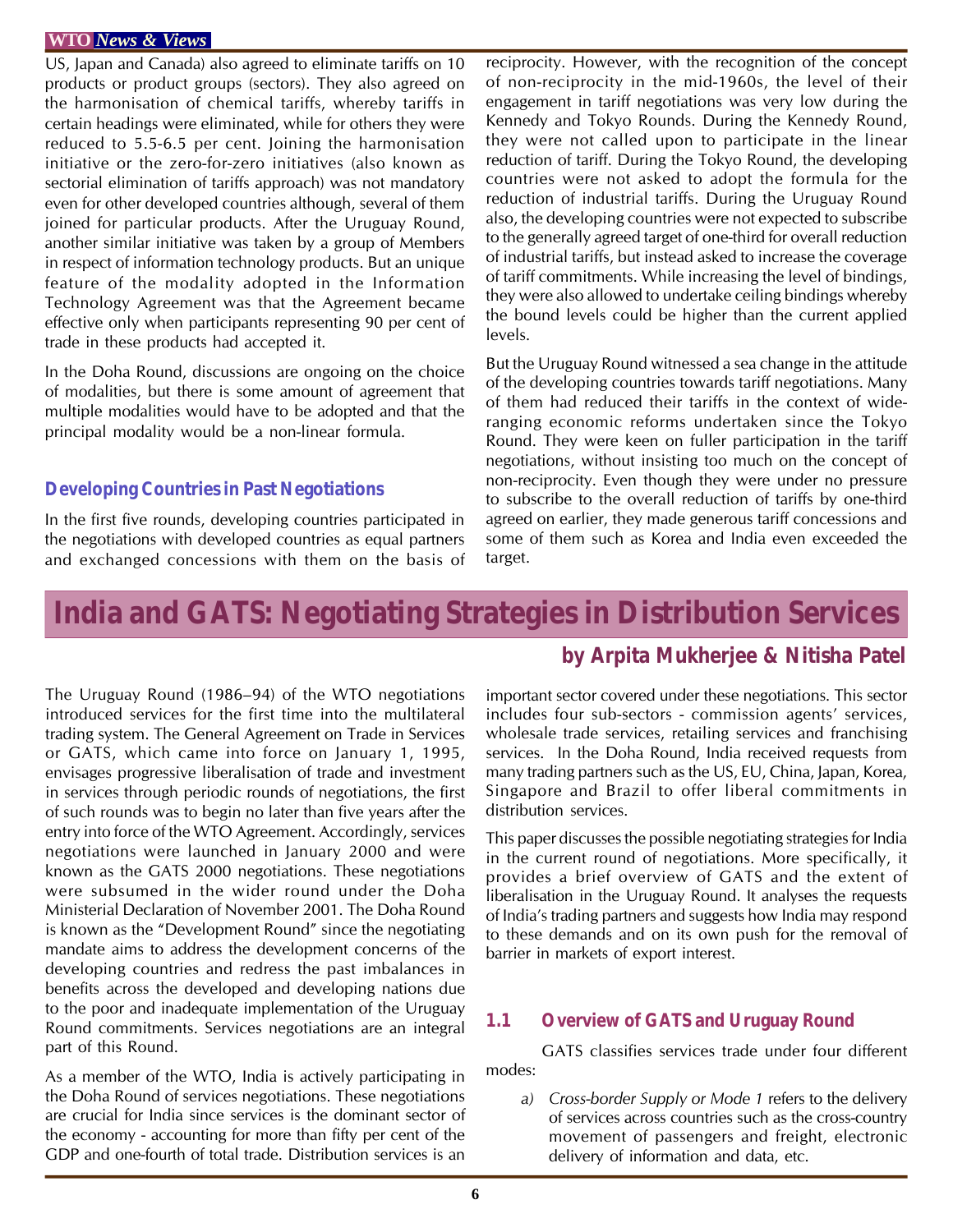US, Japan and Canada) also agreed to eliminate tariffs on 10 products or product groups (sectors). They also agreed on the harmonisation of chemical tariffs, whereby tariffs in certain headings were eliminated, while for others they were reduced to 5.5-6.5 per cent. Joining the harmonisation initiative or the zero-for-zero initiatives (also known as sectorial elimination of tariffs approach) was not mandatory even for other developed countries although, several of them joined for particular products. After the Uruguay Round, another similar initiative was taken by a group of Members in respect of information technology products. But an unique feature of the modality adopted in the Information Technology Agreement was that the Agreement became effective only when participants representing 90 per cent of trade in these products had accepted it.

In the Doha Round, discussions are ongoing on the choice of modalities, but there is some amount of agreement that multiple modalities would have to be adopted and that the principal modality would be a non-linear formula.

### Developing Countries in Past Negotiations

In the first five rounds, developing countries participated in the negotiations with developed countries as equal partners and exchanged concessions with them on the basis of reciprocity. However, with the recognition of the concept of non-reciprocity in the mid-1960s, the level of their engagement in tariff negotiations was very low during the Kennedy and Tokyo Rounds. During the Kennedy Round, they were not called upon to participate in the linear reduction of tariff. During the Tokyo Round, the developing countries were not asked to adopt the formula for the reduction of industrial tariffs. During the Uruguay Round also, the developing countries were not expected to subscribe to the generally agreed target of one-third for overall reduction of industrial tariffs, but instead asked to increase the coverage of tariff commitments. While increasing the level of bindings, they were also allowed to undertake ceiling bindings whereby the bound levels could be higher than the current applied levels.

But the Uruguay Round witnessed a sea change in the attitude of the developing countries towards tariff negotiations. Many of them had reduced their tariffs in the context of wide-ranging economic reforms undertaken since the Tokyo Round. They were keen on fuller participation in the tariff negotiations, without insisting too much on the concept of non-reciprocity. Even though they were under no pressure to subscribe to the overall reduction of tariffs by one-third agreed on earlier, they made generous tariff concessions and some of them such as Korea and India even exceeded the target.

# India and GATS: Negotiating Strategies in Distribution Services

**by Arpita Mukherjee & Nitisha Patel**

The Uruguay Round (1986–94) of the WTO negotiations introduced services for the first time into the multilateral trading system. The General Agreement on Trade in Services or GATS, which came into force on January 1, 1995, envisages progressive liberalisation of trade and investment in services through periodic rounds of negotiations, the first of such rounds was to begin no later than five years after the entry into force of the WTO Agreement. Accordingly, services negotiations were launched in January 2000 and were known as the GATS 2000 negotiations. These negotiations were subsumed in the wider round under the Doha Ministerial Declaration of November 2001. The Doha Round is known as the "Development Round" since the negotiating mandate aims to address the development concerns of the developing countries and redress the past imbalances in benefits across the developed and developing nations due to the poor and inadequate implementation of the Uruguay Round commitments. Services negotiations are an integral part of this Round.

As a member of the WTO, India is actively participating in the Doha Round of services negotiations. These negotiations are crucial for India since services is the dominant sector of the economy - accounting for more than fifty per cent of the GDP and one-fourth of total trade. Distribution services is an important sector covered under these negotiations. This sector includes four sub-sectors - commission agents' services, wholesale trade services, retailing services and franchising services. In the Doha Round, India received requests from many trading partners such as the US, EU, China, Japan, Korea, Singapore and Brazil to offer liberal commitments in distribution services.

This paper discusses the possible negotiating strategies for India in the current round of negotiations. More specifically, it provides a brief overview of GATS and the extent of liberalisation in the Uruguay Round. It analyses the requests of India's trading partners and suggests how India may respond to these demands and on its own push for the removal of barrier in markets of export interest.

### 1.1 Overview of GATS and Uruguay Round

GATS classifies services trade under four different modes:

a) *Cross-border Supply or Mode 1* refers to the delivery of services across countries such as the cross-country movement of passengers and freight, electronic delivery of information and data, etc.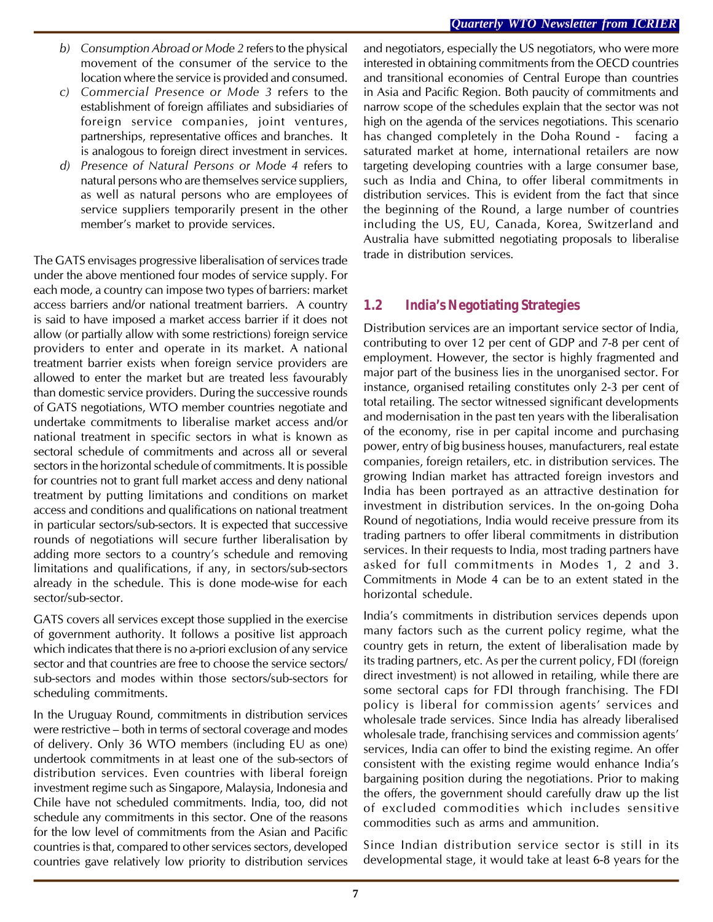b) *Consumption Abroad or Mode 2* refers to the physical movement of the consumer of the service to the location where the service is provided and consumed.
c) *Commercial Presence or Mode 3* refers to the establishment of foreign affiliates and subsidiaries of foreign service companies, joint ventures, partnerships, representative offices and branches. It is analogous to foreign direct investment in services.
d) *Presence of Natural Persons or Mode 4* refers to natural persons who are themselves service suppliers, as well as natural persons who are employees of service suppliers temporarily present in the other member's market to provide services.

The GATS envisages progressive liberalisation of services trade under the above mentioned four modes of service supply. For each mode, a country can impose two types of barriers: market access barriers and/or national treatment barriers. A country is said to have imposed a market access barrier if it does not allow (or partially allow with some restrictions) foreign service providers to enter and operate in its market. A national treatment barrier exists when foreign service providers are allowed to enter the market but are treated less favourably than domestic service providers. During the successive rounds of GATS negotiations, WTO member countries negotiate and undertake commitments to liberalise market access and/or national treatment in specific sectors in what is known as sectoral schedule of commitments and across all or several sectors in the horizontal schedule of commitments. It is possible for countries not to grant full market access and deny national treatment by putting limitations and conditions on market access and conditions and qualifications on national treatment in particular sectors/sub-sectors. It is expected that successive rounds of negotiations will secure further liberalisation by adding more sectors to a country's schedule and removing limitations and qualifications, if any, in sectors/sub-sectors already in the schedule. This is done mode-wise for each sector/sub-sector.

GATS covers all services except those supplied in the exercise of government authority. It follows a positive list approach which indicates that there is no a-priori exclusion of any service sector and that countries are free to choose the service sectors/sub-sectors and modes within those sectors/sub-sectors for scheduling commitments.

In the Uruguay Round, commitments in distribution services were restrictive – both in terms of sectoral coverage and modes of delivery. Only 36 WTO members (including EU as one) undertook commitments in at least one of the sub-sectors of distribution services. Even countries with liberal foreign investment regime such as Singapore, Malaysia, Indonesia and Chile have not scheduled commitments. India, too, did not schedule any commitments in this sector. One of the reasons for the low level of commitments from the Asian and Pacific countries is that, compared to other services sectors, developed countries gave relatively low priority to distribution services and negotiators, especially the US negotiators, who were more interested in obtaining commitments from the OECD countries and transitional economies of Central Europe than countries in Asia and Pacific Region. Both paucity of commitments and narrow scope of the schedules explain that the sector was not high on the agenda of the services negotiations. This scenario has changed completely in the Doha Round - facing a saturated market at home, international retailers are now targeting developing countries with a large consumer base, such as India and China, to offer liberal commitments in distribution services. This is evident from the fact that since the beginning of the Round, a large number of countries including the US, EU, Canada, Korea, Switzerland and Australia have submitted negotiating proposals to liberalise trade in distribution services.

## 1.2 India's Negotiating Strategies

Distribution services are an important service sector of India, contributing to over 12 per cent of GDP and 7-8 per cent of employment. However, the sector is highly fragmented and major part of the business lies in the unorganised sector. For instance, organised retailing constitutes only 2-3 per cent of total retailing. The sector witnessed significant developments and modernisation in the past ten years with the liberalisation of the economy, rise in per capital income and purchasing power, entry of big business houses, manufacturers, real estate companies, foreign retailers, etc. in distribution services. The growing Indian market has attracted foreign investors and India has been portrayed as an attractive destination for investment in distribution services. In the on-going Doha Round of negotiations, India would receive pressure from its trading partners to offer liberal commitments in distribution services. In their requests to India, most trading partners have asked for full commitments in Modes 1, 2 and 3. Commitments in Mode 4 can be to an extent stated in the horizontal schedule.

India's commitments in distribution services depends upon many factors such as the current policy regime, what the country gets in return, the extent of liberalisation made by its trading partners, etc. As per the current policy, FDI (foreign direct investment) is not allowed in retailing, while there are some sectoral caps for FDI through franchising. The FDI policy is liberal for commission agents' services and wholesale trade services. Since India has already liberalised wholesale trade, franchising services and commission agents' services, India can offer to bind the existing regime. An offer consistent with the existing regime would enhance India's bargaining position during the negotiations. Prior to making the offers, the government should carefully draw up the list of excluded commodities which includes sensitive commodities such as arms and ammunition.

Since Indian distribution service sector is still in its developmental stage, it would take at least 6-8 years for the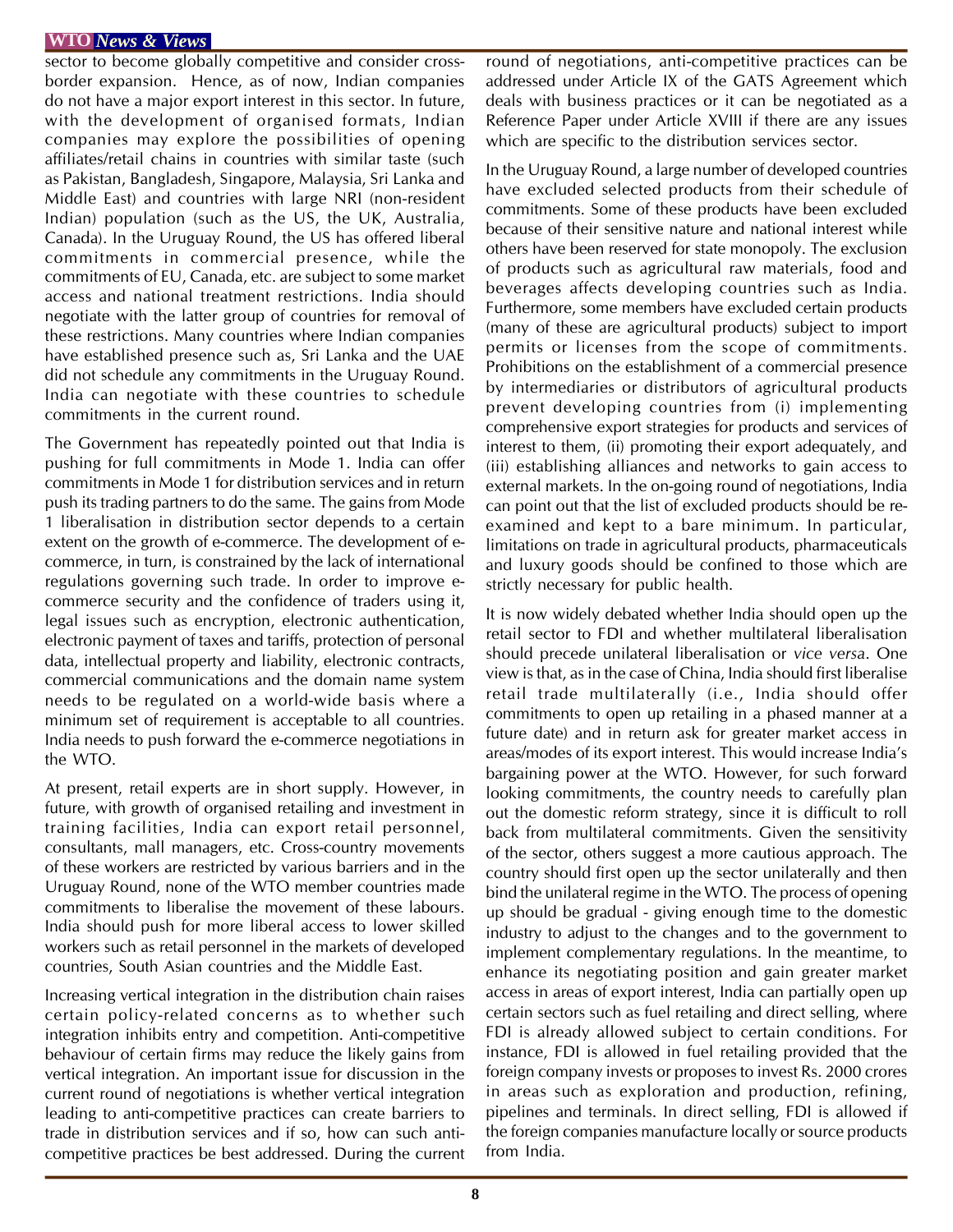sector to become globally competitive and consider cross-border expansion. Hence, as of now, Indian companies do not have a major export interest in this sector. In future, with the development of organised formats, Indian companies may explore the possibilities of opening affiliates/retail chains in countries with similar taste (such as Pakistan, Bangladesh, Singapore, Malaysia, Sri Lanka and Middle East) and countries with large NRI (non-resident Indian) population (such as the US, the UK, Australia, Canada). In the Uruguay Round, the US has offered liberal commitments in commercial presence, while the commitments of EU, Canada, etc. are subject to some market access and national treatment restrictions. India should negotiate with the latter group of countries for removal of these restrictions. Many countries where Indian companies have established presence such as, Sri Lanka and the UAE did not schedule any commitments in the Uruguay Round. India can negotiate with these countries to schedule commitments in the current round.

The Government has repeatedly pointed out that India is pushing for full commitments in Mode 1. India can offer commitments in Mode 1 for distribution services and in return push its trading partners to do the same. The gains from Mode 1 liberalisation in distribution sector depends to a certain extent on the growth of e-commerce. The development of e-commerce, in turn, is constrained by the lack of international regulations governing such trade. In order to improve e-commerce security and the confidence of traders using it, legal issues such as encryption, electronic authentication, electronic payment of taxes and tariffs, protection of personal data, intellectual property and liability, electronic contracts, commercial communications and the domain name system needs to be regulated on a world-wide basis where a minimum set of requirement is acceptable to all countries. India needs to push forward the e-commerce negotiations in the WTO.

At present, retail experts are in short supply. However, in future, with growth of organised retailing and investment in training facilities, India can export retail personnel, consultants, mall managers, etc. Cross-country movements of these workers are restricted by various barriers and in the Uruguay Round, none of the WTO member countries made commitments to liberalise the movement of these labours. India should push for more liberal access to lower skilled workers such as retail personnel in the markets of developed countries, South Asian countries and the Middle East.

Increasing vertical integration in the distribution chain raises certain policy-related concerns as to whether such integration inhibits entry and competition. Anti-competitive behaviour of certain firms may reduce the likely gains from vertical integration. An important issue for discussion in the current round of negotiations is whether vertical integration leading to anti-competitive practices can create barriers to trade in distribution services and if so, how can such anti-competitive practices be best addressed. During the current round of negotiations, anti-competitive practices can be addressed under Article IX of the GATS Agreement which deals with business practices or it can be negotiated as a Reference Paper under Article XVIII if there are any issues which are specific to the distribution services sector.

In the Uruguay Round, a large number of developed countries have excluded selected products from their schedule of commitments. Some of these products have been excluded because of their sensitive nature and national interest while others have been reserved for state monopoly. The exclusion of products such as agricultural raw materials, food and beverages affects developing countries such as India. Furthermore, some members have excluded certain products (many of these are agricultural products) subject to import permits or licenses from the scope of commitments. Prohibitions on the establishment of a commercial presence by intermediaries or distributors of agricultural products prevent developing countries from (i) implementing comprehensive export strategies for products and services of interest to them, (ii) promoting their export adequately, and (iii) establishing alliances and networks to gain access to external markets. In the on-going round of negotiations, India can point out that the list of excluded products should be re-examined and kept to a bare minimum. In particular, limitations on trade in agricultural products, pharmaceuticals and luxury goods should be confined to those which are strictly necessary for public health.

It is now widely debated whether India should open up the retail sector to FDI and whether multilateral liberalisation should precede unilateral liberalisation or *vice versa*. One view is that, as in the case of China, India should first liberalise retail trade multilaterally (i.e., India should offer commitments to open up retailing in a phased manner at a future date) and in return ask for greater market access in areas/modes of its export interest. This would increase India's bargaining power at the WTO. However, for such forward looking commitments, the country needs to carefully plan out the domestic reform strategy, since it is difficult to roll back from multilateral commitments. Given the sensitivity of the sector, others suggest a more cautious approach. The country should first open up the sector unilaterally and then bind the unilateral regime in the WTO. The process of opening up should be gradual - giving enough time to the domestic industry to adjust to the changes and to the government to implement complementary regulations. In the meantime, to enhance its negotiating position and gain greater market access in areas of export interest, India can partially open up certain sectors such as fuel retailing and direct selling, where FDI is already allowed subject to certain conditions. For instance, FDI is allowed in fuel retailing provided that the foreign company invests or proposes to invest Rs. 2000 crores in areas such as exploration and production, refining, pipelines and terminals. In direct selling, FDI is allowed if the foreign companies manufacture locally or source products from India.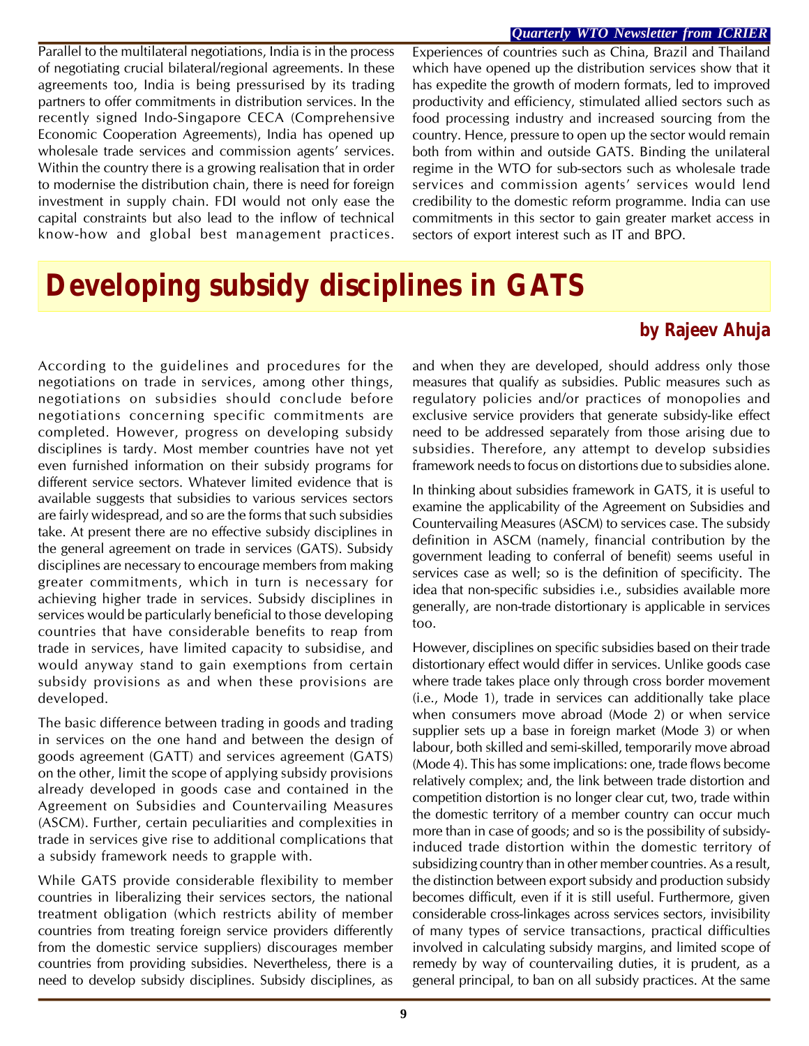Parallel to the multilateral negotiations, India is in the process of negotiating crucial bilateral/regional agreements. In these agreements too, India is being pressurised by its trading partners to offer commitments in distribution services. In the recently signed Indo-Singapore CECA (Comprehensive Economic Cooperation Agreements), India has opened up wholesale trade services and commission agents' services. Within the country there is a growing realisation that in order to modernise the distribution chain, there is need for foreign investment in supply chain. FDI would not only ease the capital constraints but also lead to the inflow of technical know-how and global best management practices. Experiences of countries such as China, Brazil and Thailand which have opened up the distribution services show that it has expedite the growth of modern formats, led to improved productivity and efficiency, stimulated allied sectors such as food processing industry and increased sourcing from the country. Hence, pressure to open up the sector would remain both from within and outside GATS. Binding the unilateral regime in the WTO for sub-sectors such as wholesale trade services and commission agents' services would lend credibility to the domestic reform programme. India can use commitments in this sector to gain greater market access in sectors of export interest such as IT and BPO.

# Developing subsidy disciplines in GATS

**by Rajeev Ahuja**

According to the guidelines and procedures for the negotiations on trade in services, among other things, negotiations on subsidies should conclude before negotiations concerning specific commitments are completed. However, progress on developing subsidy disciplines is tardy. Most member countries have not yet even furnished information on their subsidy programs for different service sectors. Whatever limited evidence that is available suggests that subsidies to various services sectors are fairly widespread, and so are the forms that such subsidies take. At present there are no effective subsidy disciplines in the general agreement on trade in services (GATS). Subsidy disciplines are necessary to encourage members from making greater commitments, which in turn is necessary for achieving higher trade in services. Subsidy disciplines in services would be particularly beneficial to those developing countries that have considerable benefits to reap from trade in services, have limited capacity to subsidise, and would anyway stand to gain exemptions from certain subsidy provisions as and when these provisions are developed.

The basic difference between trading in goods and trading in services on the one hand and between the design of goods agreement (GATT) and services agreement (GATS) on the other, limit the scope of applying subsidy provisions already developed in goods case and contained in the Agreement on Subsidies and Countervailing Measures (ASCM). Further, certain peculiarities and complexities in trade in services give rise to additional complications that a subsidy framework needs to grapple with.

While GATS provide considerable flexibility to member countries in liberalizing their services sectors, the national treatment obligation (which restricts ability of member countries from treating foreign service providers differently from the domestic service suppliers) discourages member countries from providing subsidies. Nevertheless, there is a need to develop subsidy disciplines. Subsidy disciplines, as and when they are developed, should address only those measures that qualify as subsidies. Public measures such as regulatory policies and/or practices of monopolies and exclusive service providers that generate subsidy-like effect need to be addressed separately from those arising due to subsidies. Therefore, any attempt to develop subsidies framework needs to focus on distortions due to subsidies alone.

In thinking about subsidies framework in GATS, it is useful to examine the applicability of the Agreement on Subsidies and Countervailing Measures (ASCM) to services case. The subsidy definition in ASCM (namely, financial contribution by the government leading to conferral of benefit) seems useful in services case as well; so is the definition of specificity. The idea that non-specific subsidies i.e., subsidies available more generally, are non-trade distortionary is applicable in services too.

However, disciplines on specific subsidies based on their trade distortionary effect would differ in services. Unlike goods case where trade takes place only through cross border movement (i.e., Mode 1), trade in services can additionally take place when consumers move abroad (Mode 2) or when service supplier sets up a base in foreign market (Mode 3) or when labour, both skilled and semi-skilled, temporarily move abroad (Mode 4). This has some implications: one, trade flows become relatively complex; and, the link between trade distortion and competition distortion is no longer clear cut, two, trade within the domestic territory of a member country can occur much more than in case of goods; and so is the possibility of subsidy-induced trade distortion within the domestic territory of subsidizing country than in other member countries. As a result, the distinction between export subsidy and production subsidy becomes difficult, even if it is still useful. Furthermore, given considerable cross-linkages across services sectors, invisibility of many types of service transactions, practical difficulties involved in calculating subsidy margins, and limited scope of remedy by way of countervailing duties, it is prudent, as a general principal, to ban on all subsidy practices. At the same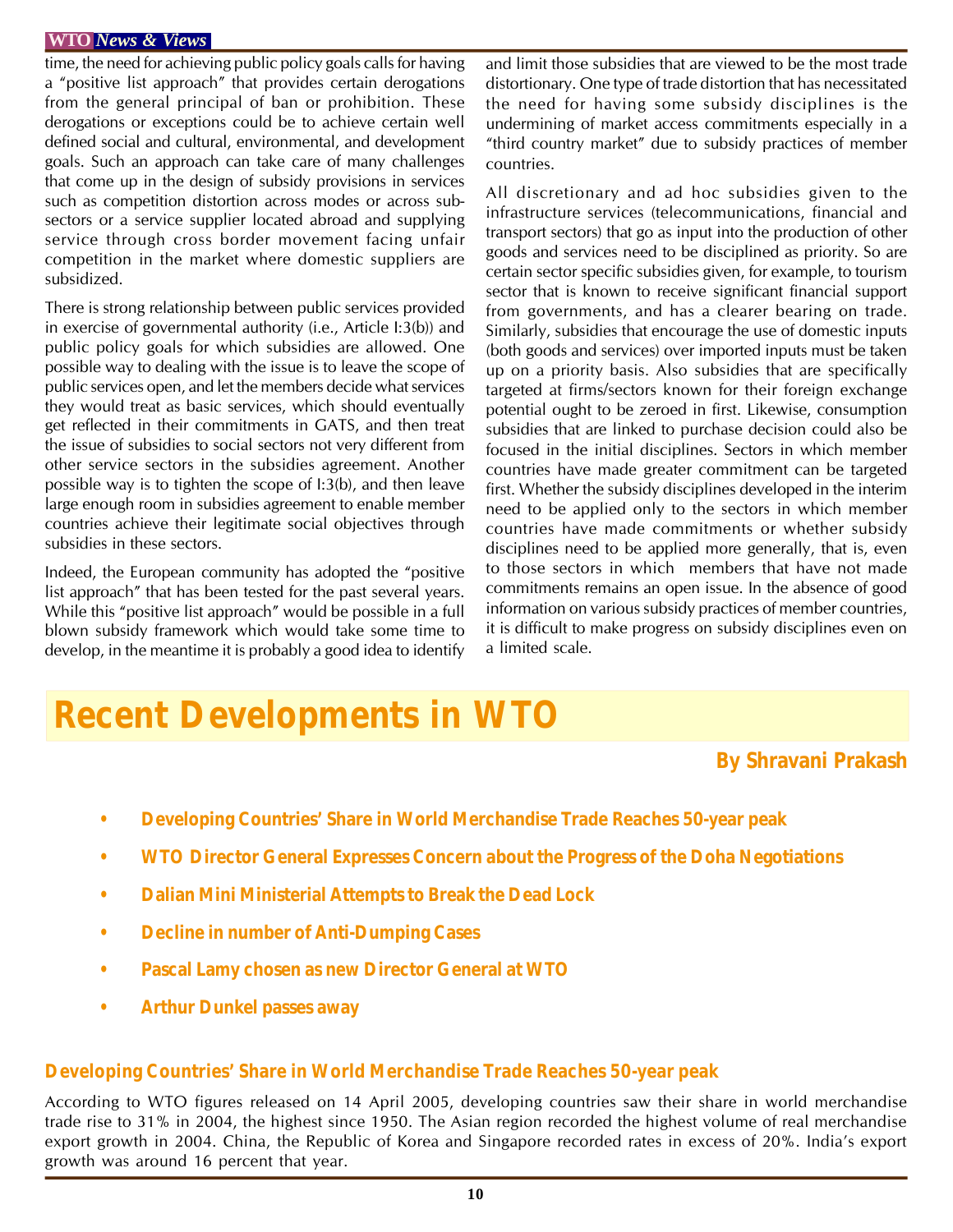time, the need for achieving public policy goals calls for having a "positive list approach" that provides certain derogations from the general principal of ban or prohibition. These derogations or exceptions could be to achieve certain well defined social and cultural, environmental, and development goals. Such an approach can take care of many challenges that come up in the design of subsidy provisions in services such as competition distortion across modes or across sub-sectors or a service supplier located abroad and supplying service through cross border movement facing unfair competition in the market where domestic suppliers are subsidized.

There is strong relationship between public services provided in exercise of governmental authority (i.e., Article I:3(b)) and public policy goals for which subsidies are allowed. One possible way to dealing with the issue is to leave the scope of public services open, and let the members decide what services they would treat as basic services, which should eventually get reflected in their commitments in GATS, and then treat the issue of subsidies to social sectors not very different from other service sectors in the subsidies agreement. Another possible way is to tighten the scope of I:3(b), and then leave large enough room in subsidies agreement to enable member countries achieve their legitimate social objectives through subsidies in these sectors.

Indeed, the European community has adopted the "positive list approach" that has been tested for the past several years. While this "positive list approach" would be possible in a full blown subsidy framework which would take some time to develop, in the meantime it is probably a good idea to identify and limit those subsidies that are viewed to be the most trade distortionary. One type of trade distortion that has necessitated the need for having some subsidy disciplines is the undermining of market access commitments especially in a "third country market" due to subsidy practices of member countries.

All discretionary and ad hoc subsidies given to the infrastructure services (telecommunications, financial and transport sectors) that go as input into the production of other goods and services need to be disciplined as priority. So are certain sector specific subsidies given, for example, to tourism sector that is known to receive significant financial support from governments, and has a clearer bearing on trade. Similarly, subsidies that encourage the use of domestic inputs (both goods and services) over imported inputs must be taken up on a priority basis. Also subsidies that are specifically targeted at firms/sectors known for their foreign exchange potential ought to be zeroed in first. Likewise, consumption subsidies that are linked to purchase decision could also be focused in the initial disciplines. Sectors in which member countries have made greater commitment can be targeted first. Whether the subsidy disciplines developed in the interim need to be applied only to the sectors in which member countries have made commitments or whether subsidy disciplines need to be applied more generally, that is, even to those sectors in which members that have not made commitments remains an open issue. In the absence of good information on various subsidy practices of member countries, it is difficult to make progress on subsidy disciplines even on a limited scale.

# Recent Developments in WTO

**By Shravani Prakash**

- **Developing Countries' Share in World Merchandise Trade Reaches 50-year peak**
- **WTO Director General Expresses Concern about the Progress of the Doha Negotiations**
- **Dalian Mini Ministerial Attempts to Break the Dead Lock**
- **Decline in number of Anti-Dumping Cases**
- **Pascal Lamy chosen as new Director General at WTO**
- **Arthur Dunkel passes away**

## Developing Countries' Share in World Merchandise Trade Reaches 50-year peak

According to WTO figures released on 14 April 2005, developing countries saw their share in world merchandise trade rise to 31% in 2004, the highest since 1950. The Asian region recorded the highest volume of real merchandise export growth in 2004. China, the Republic of Korea and Singapore recorded rates in excess of 20%. India's export growth was around 16 percent that year.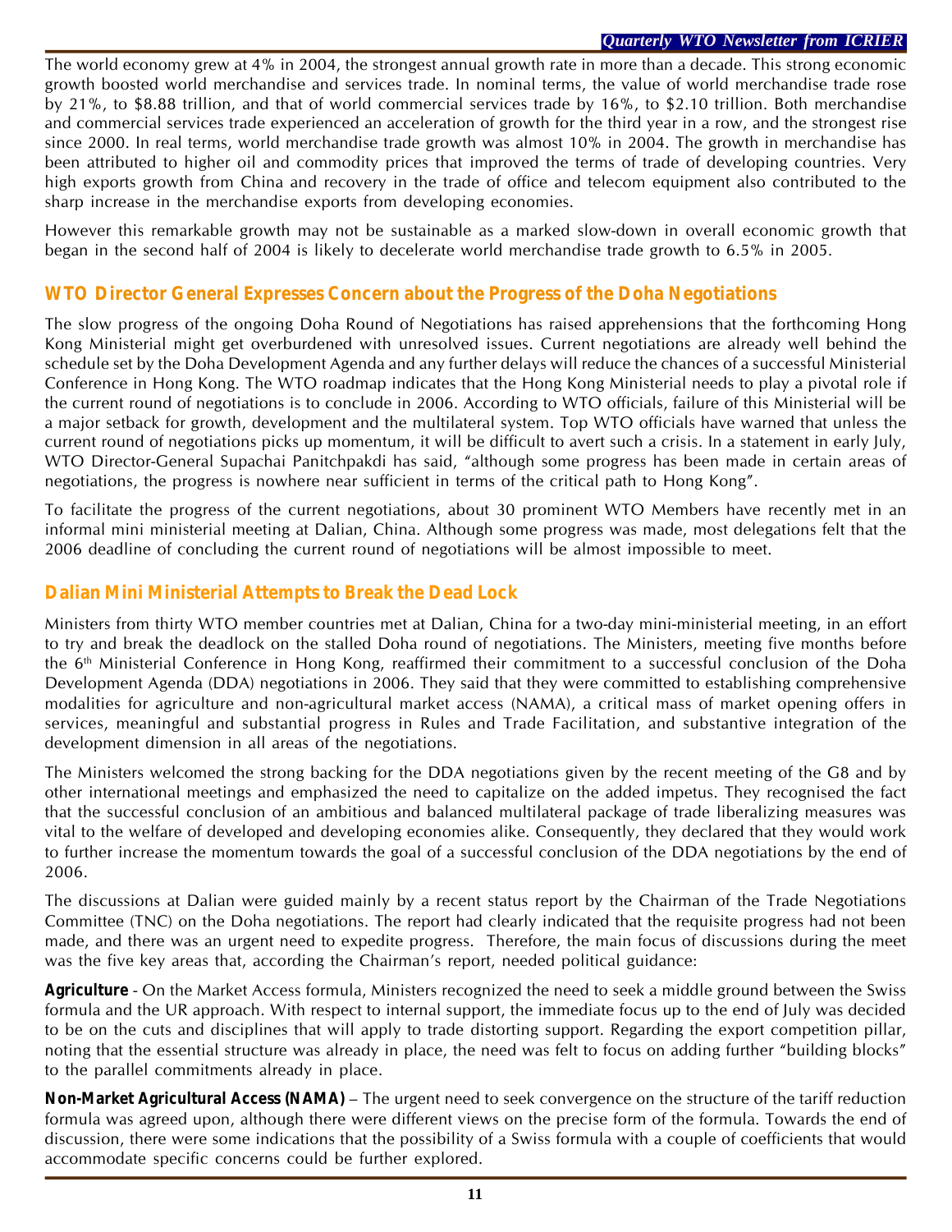The world economy grew at 4% in 2004, the strongest annual growth rate in more than a decade. This strong economic growth boosted world merchandise and services trade. In nominal terms, the value of world merchandise trade rose by 21%, to $8.88 trillion, and that of world commercial services trade by 16%, to $2.10 trillion. Both merchandise and commercial services trade experienced an acceleration of growth for the third year in a row, and the strongest rise since 2000. In real terms, world merchandise trade growth was almost 10% in 2004. The growth in merchandise has been attributed to higher oil and commodity prices that improved the terms of trade of developing countries. Very high exports growth from China and recovery in the trade of office and telecom equipment also contributed to the sharp increase in the merchandise exports from developing economies.

However this remarkable growth may not be sustainable as a marked slow-down in overall economic growth that began in the second half of 2004 is likely to decelerate world merchandise trade growth to 6.5% in 2005.

## WTO Director General Expresses Concern about the Progress of the Doha Negotiations

The slow progress of the ongoing Doha Round of Negotiations has raised apprehensions that the forthcoming Hong Kong Ministerial might get overburdened with unresolved issues. Current negotiations are already well behind the schedule set by the Doha Development Agenda and any further delays will reduce the chances of a successful Ministerial Conference in Hong Kong. The WTO roadmap indicates that the Hong Kong Ministerial needs to play a pivotal role if the current round of negotiations is to conclude in 2006. According to WTO officials, failure of this Ministerial will be a major setback for growth, development and the multilateral system. Top WTO officials have warned that unless the current round of negotiations picks up momentum, it will be difficult to avert such a crisis. In a statement in early July, WTO Director-General Supachai Panitchpakdi has said, "although some progress has been made in certain areas of negotiations, the progress is nowhere near sufficient in terms of the critical path to Hong Kong".

To facilitate the progress of the current negotiations, about 30 prominent WTO Members have recently met in an informal mini ministerial meeting at Dalian, China. Although some progress was made, most delegations felt that the 2006 deadline of concluding the current round of negotiations will be almost impossible to meet.

## Dalian Mini Ministerial Attempts to Break the Dead Lock

Ministers from thirty WTO member countries met at Dalian, China for a two-day mini-ministerial meeting, in an effort to try and break the deadlock on the stalled Doha round of negotiations. The Ministers, meeting five months before the 6th Ministerial Conference in Hong Kong, reaffirmed their commitment to a successful conclusion of the Doha Development Agenda (DDA) negotiations in 2006. They said that they were committed to establishing comprehensive modalities for agriculture and non-agricultural market access (NAMA), a critical mass of market opening offers in services, meaningful and substantial progress in Rules and Trade Facilitation, and substantive integration of the development dimension in all areas of the negotiations.

The Ministers welcomed the strong backing for the DDA negotiations given by the recent meeting of the G8 and by other international meetings and emphasized the need to capitalize on the added impetus. They recognised the fact that the successful conclusion of an ambitious and balanced multilateral package of trade liberalizing measures was vital to the welfare of developed and developing economies alike. Consequently, they declared that they would work to further increase the momentum towards the goal of a successful conclusion of the DDA negotiations by the end of 2006.

The discussions at Dalian were guided mainly by a recent status report by the Chairman of the Trade Negotiations Committee (TNC) on the Doha negotiations. The report had clearly indicated that the requisite progress had not been made, and there was an urgent need to expedite progress. Therefore, the main focus of discussions during the meet was the five key areas that, according the Chairman's report, needed political guidance:

**Agriculture** - On the Market Access formula, Ministers recognized the need to seek a middle ground between the Swiss formula and the UR approach. With respect to internal support, the immediate focus up to the end of July was decided to be on the cuts and disciplines that will apply to trade distorting support. Regarding the export competition pillar, noting that the essential structure was already in place, the need was felt to focus on adding further "building blocks" to the parallel commitments already in place.

**Non-Market Agricultural Access (NAMA)** – The urgent need to seek convergence on the structure of the tariff reduction formula was agreed upon, although there were different views on the precise form of the formula. Towards the end of discussion, there were some indications that the possibility of a Swiss formula with a couple of coefficients that would accommodate specific concerns could be further explored.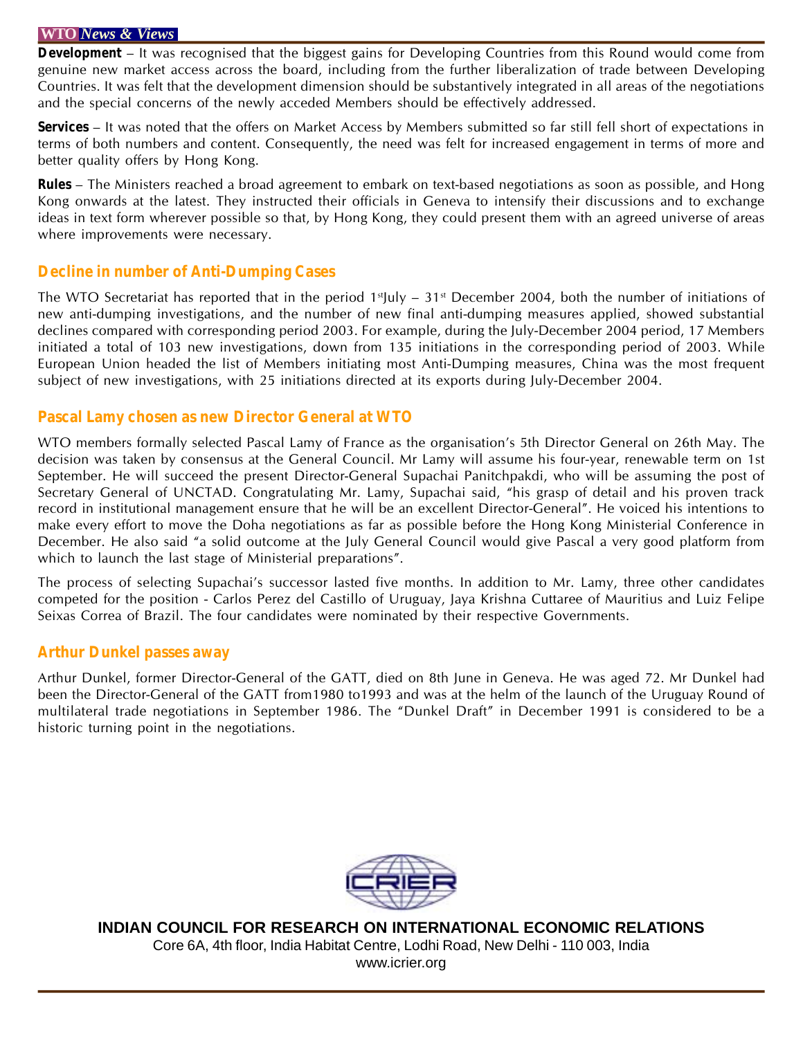**Development** – It was recognised that the biggest gains for Developing Countries from this Round would come from genuine new market access across the board, including from the further liberalization of trade between Developing Countries. It was felt that the development dimension should be substantively integrated in all areas of the negotiations and the special concerns of the newly acceded Members should be effectively addressed.

**Services** – It was noted that the offers on Market Access by Members submitted so far still fell short of expectations in terms of both numbers and content. Consequently, the need was felt for increased engagement in terms of more and better quality offers by Hong Kong.

**Rules** – The Ministers reached a broad agreement to embark on text-based negotiations as soon as possible, and Hong Kong onwards at the latest. They instructed their officials in Geneva to intensify their discussions and to exchange ideas in text form wherever possible so that, by Hong Kong, they could present them with an agreed universe of areas where improvements were necessary.

## Decline in number of Anti-Dumping Cases

The WTO Secretariat has reported that in the period 1st July – 31st December 2004, both the number of initiations of new anti-dumping investigations, and the number of new final anti-dumping measures applied, showed substantial declines compared with corresponding period 2003. For example, during the July-December 2004 period, 17 Members initiated a total of 103 new investigations, down from 135 initiations in the corresponding period of 2003. While European Union headed the list of Members initiating most Anti-Dumping measures, China was the most frequent subject of new investigations, with 25 initiations directed at its exports during July-December 2004.

## Pascal Lamy chosen as new Director General at WTO

WTO members formally selected Pascal Lamy of France as the organisation's 5th Director General on 26th May. The decision was taken by consensus at the General Council. Mr Lamy will assume his four-year, renewable term on 1st September. He will succeed the present Director-General Supachai Panitchpakdi, who will be assuming the post of Secretary General of UNCTAD. Congratulating Mr. Lamy, Supachai said, "his grasp of detail and his proven track record in institutional management ensure that he will be an excellent Director-General". He voiced his intentions to make every effort to move the Doha negotiations as far as possible before the Hong Kong Ministerial Conference in December. He also said "a solid outcome at the July General Council would give Pascal a very good platform from which to launch the last stage of Ministerial preparations".

The process of selecting Supachai's successor lasted five months. In addition to Mr. Lamy, three other candidates competed for the position - Carlos Perez del Castillo of Uruguay, Jaya Krishna Cuttaree of Mauritius and Luiz Felipe Seixas Correa of Brazil. The four candidates were nominated by their respective Governments.

## Arthur Dunkel passes away

Arthur Dunkel, former Director-General of the GATT, died on 8th June in Geneva. He was aged 72. Mr Dunkel had been the Director-General of the GATT from1980 to1993 and was at the helm of the launch of the Uruguay Round of multilateral trade negotiations in September 1986. The "Dunkel Draft" in December 1991 is considered to be a historic turning point in the negotiations.

**INDIAN COUNCIL FOR RESEARCH ON INTERNATIONAL ECONOMIC RELATIONS**

Core 6A, 4th floor, India Habitat Centre, Lodhi Road, New Delhi - 110 003, India

www.icrier.org